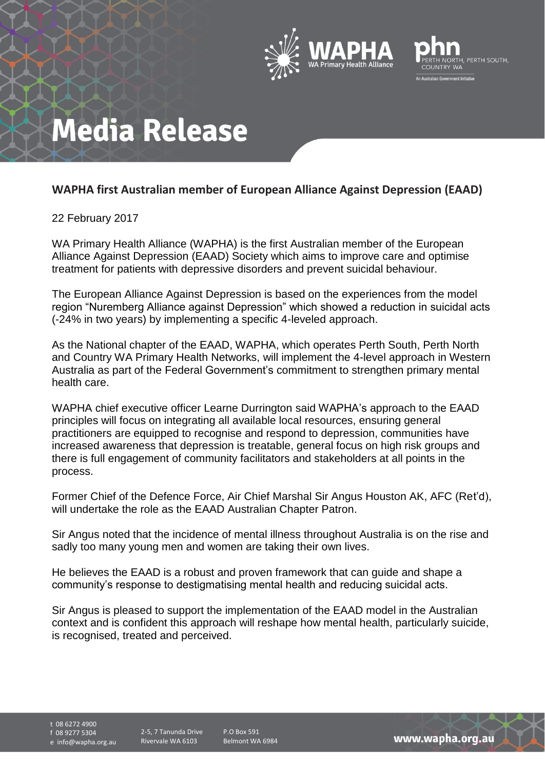# Media Release

## WAPHA first Australian member of European Alliance Against Depression (EAAD)

22 February 2017

WA Primary Health Alliance (WAPHA) is the first Australian member of the European Alliance Against Depression (EAAD) Society which aims to improve care and optimise treatment for patients with depressive disorders and prevent suicidal behaviour.

The European Alliance Against Depression is based on the experiences from the model region "Nuremberg Alliance against Depression" which showed a reduction in suicidal acts (-24% in two years) by implementing a specific 4-leveled approach.

As the National chapter of the EAAD, WAPHA, which operates Perth South, Perth North and Country WA Primary Health Networks, will implement the 4-level approach in Western Australia as part of the Federal Government's commitment to strengthen primary mental health care.

WAPHA chief executive officer Learne Durrington said WAPHA's approach to the EAAD principles will focus on integrating all available local resources, ensuring general practitioners are equipped to recognise and respond to depression, communities have increased awareness that depression is treatable, general focus on high risk groups and there is full engagement of community facilitators and stakeholders at all points in the process.

Former Chief of the Defence Force, Air Chief Marshal Sir Angus Houston AK, AFC (Ret'd), will undertake the role as the EAAD Australian Chapter Patron.

Sir Angus noted that the incidence of mental illness throughout Australia is on the rise and sadly too many young men and women are taking their own lives.

He believes the EAAD is a robust and proven framework that can guide and shape a community's response to destigmatising mental health and reducing suicidal acts.

Sir Angus is pleased to support the implementation of the EAAD model in the Australian context and is confident this approach will reshape how mental health, particularly suicide, is recognised, treated and perceived.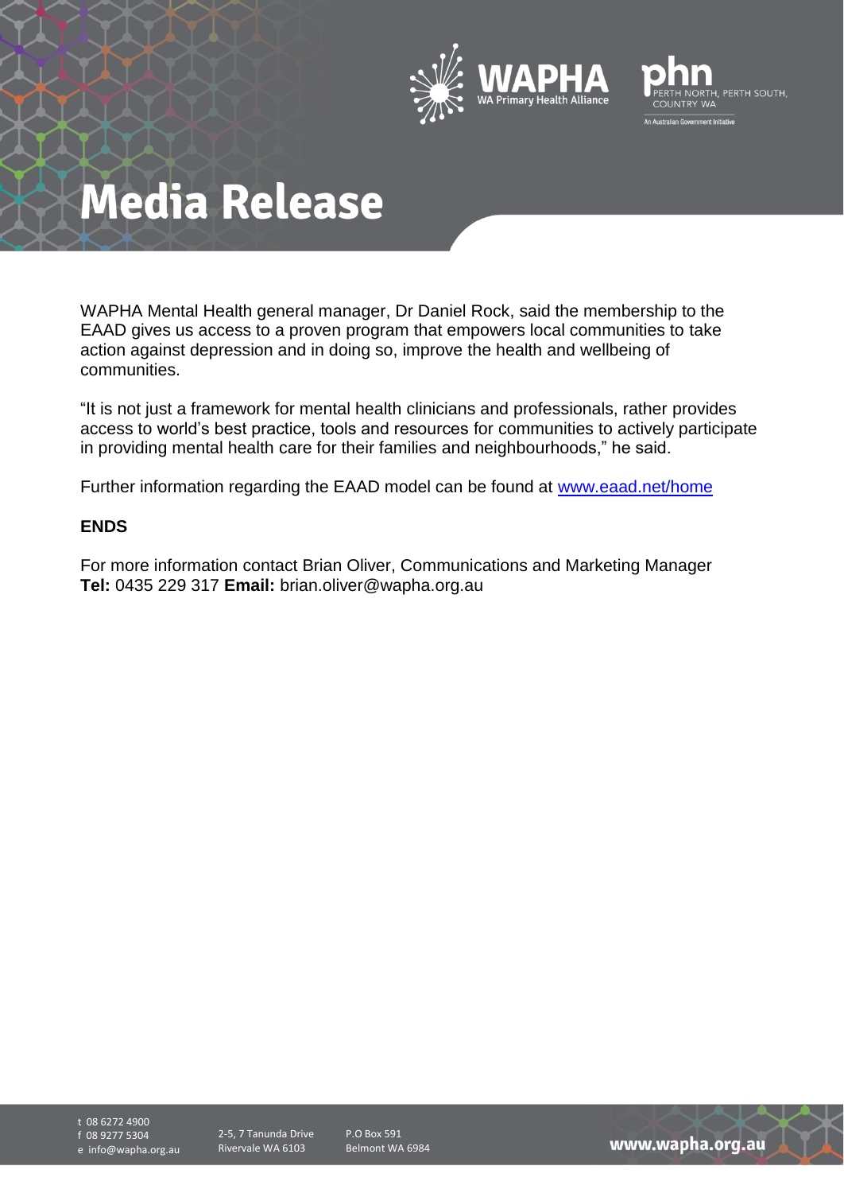# Media Release

WAPHA Mental Health general manager, Dr Daniel Rock, said the membership to the EAAD gives us access to a proven program that empowers local communities to take action against depression and in doing so, improve the health and wellbeing of communities.

"It is not just a framework for mental health clinicians and professionals, rather provides access to world's best practice, tools and resources for communities to actively participate in providing mental health care for their families and neighbourhoods," he said.

Further information regarding the EAAD model can be found at [www.eaad.net/home](www.eaad.net/home)

**ENDS**

For more information contact Brian Oliver, Communications and Marketing Manager
**Tel:** 0435 229 317 **Email:** brian.oliver@wapha.org.au